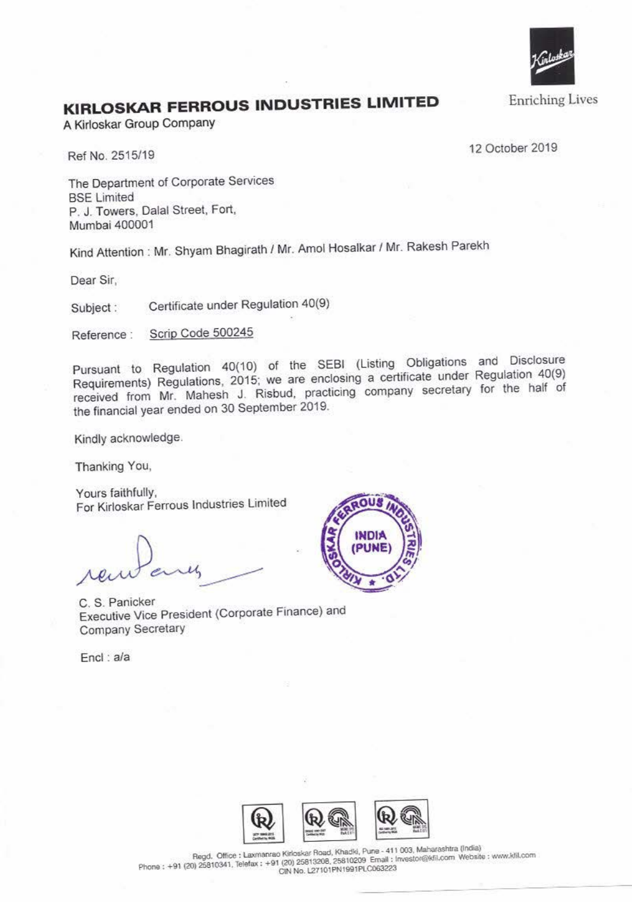# KIRLOSKAR FERROUS INDUSTRIES LIMITED

A Kirloskar Group Company

Enriching Lives

Ref No. 2515/19

12 October 2019

The Department of Corporate Services
BSE Limited
P. J. Towers, Dalal Street, Fort,
Mumbai 400001

Kind Attention : Mr. Shyam Bhagirath / Mr. Amol Hosalkar / Mr. Rakesh Parekh

Dear Sir,

Subject : Certificate under Regulation 40(9)

Reference : Scrip Code 500245

Pursuant to Regulation 40(10) of the SEBI (Listing Obligations and Disclosure Requirements) Regulations, 2015; we are enclosing a certificate under Regulation 40(9) received from Mr. Mahesh J. Risbud, practicing company secretary for the half of the financial year ended on 30 September 2019.

Kindly acknowledge.

Thanking You,

Yours faithfully,
For Kirloskar Ferrous Industries Limited

C. S. Panicker
Executive Vice President (Corporate Finance) and
Company Secretary

Encl : a/a

Regd. Office : Laxmanrao Kirloskar Road, Khadki, Pune - 411 003, Maharashtra (India)
Phone : +91 (20) 25810341, Telefax : +91 (20) 25813208, 25810209 Email : investor@kfil.com Website : www.kfil.com
CIN No. L27101PN1991PLC063223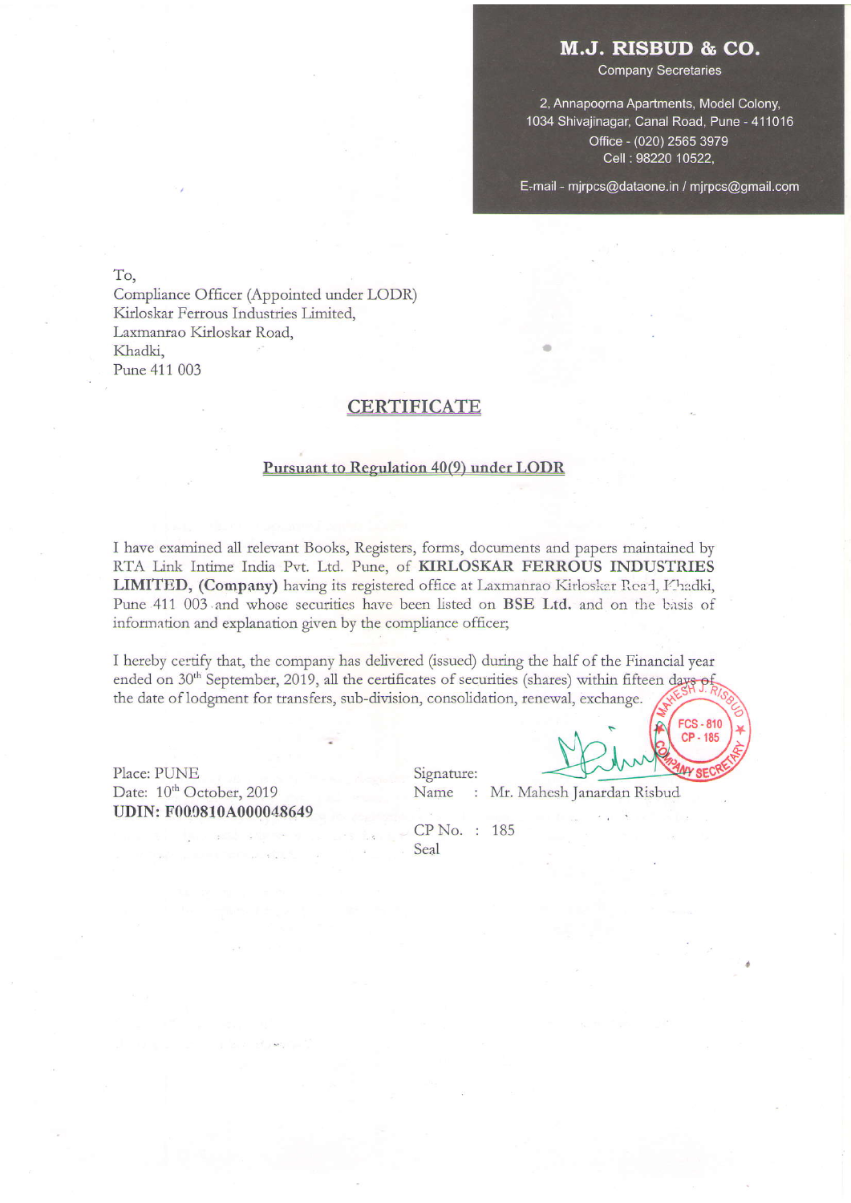**M.J. RISBUD & CO.**
Company Secretaries

2, Annapoorna Apartments, Model Colony,
1034 Shivajinagar, Canal Road, Pune - 411016
Office - (020) 2565 3979
Cell : 98220 10522,

E-mail - mjrpcs@dataone.in / mjrpcs@gmail.com

To,
Compliance Officer (Appointed under LODR)
Kirloskar Ferrous Industries Limited,
Laxmanrao Kirloskar Road,
Khadki,
Pune 411 003

# CERTIFICATE

## Pursuant to Regulation 40(9) under LODR

I have examined all relevant Books, Registers, forms, documents and papers maintained by RTA Link Intime India Pvt. Ltd. Pune, of **KIRLOSKAR FERROUS INDUSTRIES LIMITED, (Company)** having its registered office at Laxmanrao Kirloskar Road, Khadki, Pune 411 003 and whose securities have been listed on **BSE Ltd.** and on the basis of information and explanation given by the compliance officer;

I hereby certify that, the company has delivered (issued) during the half of the Financial year ended on 30th September, 2019, all the certificates of securities (shares) within fifteen days of the date of lodgment for transfers, sub-division, consolidation, renewal, exchange.

Place: PUNE
Date: 10th October, 2019
**UDIN: F009810A000048649**

Signature:
Name : Mr. Mahesh Janardan Risbud

CP No. : 185
Seal

MAHESH J. RISBUD
FCS - 810
CP - 185
COMPANY SECRETARY